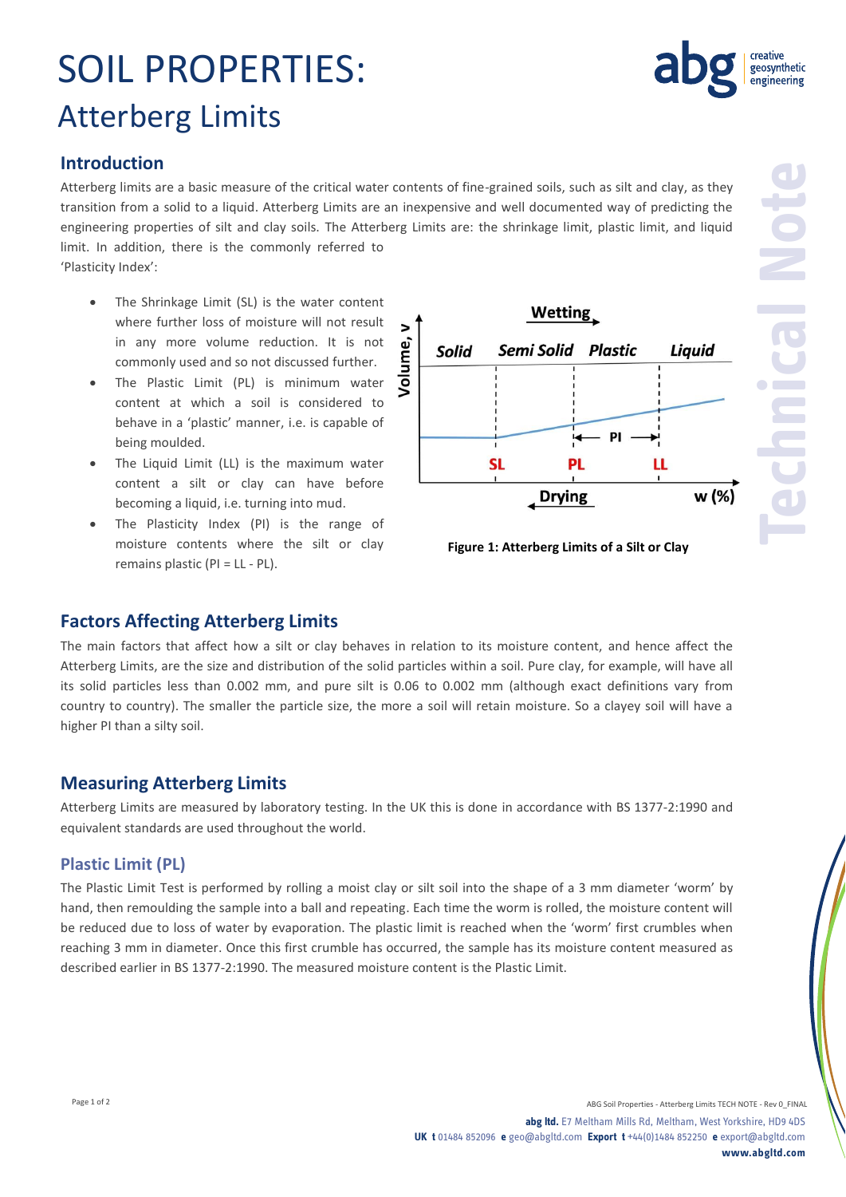# SOIL PROPERTIES:

## Atterberg Limits

### Introduction

Atterberg limits are a basic measure of the critical water contents of fine-grained soils, such as silt and clay, as they transition from a solid to a liquid. Atterberg Limits are an inexpensive and well documented way of predicting the engineering properties of silt and clay soils. The Atterberg Limits are: the shrinkage limit, plastic limit, and liquid limit. In addition, there is the commonly referred to 'Plasticity Index':

- The Shrinkage Limit (SL) is the water content where further loss of moisture will not result in any more volume reduction. It is not commonly used and so not discussed further.
- The Plastic Limit (PL) is minimum water content at which a soil is considered to behave in a 'plastic' manner, i.e. is capable of being moulded.
- The Liquid Limit (LL) is the maximum water content a silt or clay can have before becoming a liquid, i.e. turning into mud.
- The Plasticity Index (PI) is the range of moisture contents where the silt or clay remains plastic (PI = LL - PL).

**Figure 1: Atterberg Limits of a Silt or Clay**

### Factors Affecting Atterberg Limits

The main factors that affect how a silt or clay behaves in relation to its moisture content, and hence affect the Atterberg Limits, are the size and distribution of the solid particles within a soil. Pure clay, for example, will have all its solid particles less than 0.002 mm, and pure silt is 0.06 to 0.002 mm (although exact definitions vary from country to country). The smaller the particle size, the more a soil will retain moisture. So a clayey soil will have a higher PI than a silty soil.

### Measuring Atterberg Limits

Atterberg Limits are measured by laboratory testing. In the UK this is done in accordance with BS 1377-2:1990 and equivalent standards are used throughout the world.

#### Plastic Limit (PL)

The Plastic Limit Test is performed by rolling a moist clay or silt soil into the shape of a 3 mm diameter 'worm' by hand, then remoulding the sample into a ball and repeating. Each time the worm is rolled, the moisture content will be reduced due to loss of water by evaporation. The plastic limit is reached when the 'worm' first crumbles when reaching 3 mm in diameter. Once this first crumble has occurred, the sample has its moisture content measured as described earlier in BS 1377-2:1990. The measured moisture content is the Plastic Limit.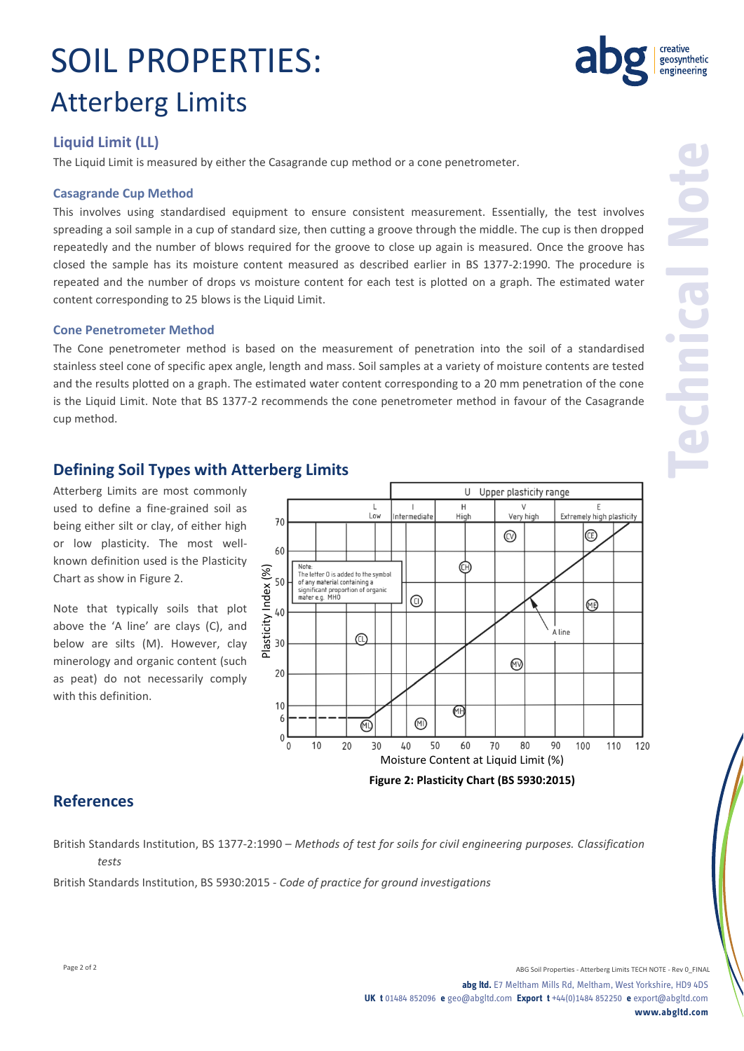# SOIL PROPERTIES:

## Atterberg Limits

### Liquid Limit (LL)

The Liquid Limit is measured by either the Casagrande cup method or a cone penetrometer.

#### Casagrande Cup Method

This involves using standardised equipment to ensure consistent measurement. Essentially, the test involves spreading a soil sample in a cup of standard size, then cutting a groove through the middle. The cup is then dropped repeatedly and the number of blows required for the groove to close up again is measured. Once the groove has closed the sample has its moisture content measured as described earlier in BS 1377-2:1990. The procedure is repeated and the number of drops vs moisture content for each test is plotted on a graph. The estimated water content corresponding to 25 blows is the Liquid Limit.

#### Cone Penetrometer Method

The Cone penetrometer method is based on the measurement of penetration into the soil of a standardised stainless steel cone of specific apex angle, length and mass. Soil samples at a variety of moisture contents are tested and the results plotted on a graph. The estimated water content corresponding to a 20 mm penetration of the cone is the Liquid Limit. Note that BS 1377-2 recommends the cone penetrometer method in favour of the Casagrande cup method.

### Defining Soil Types with Atterberg Limits

Atterberg Limits are most commonly used to define a fine-grained soil as being either silt or clay, of either high or low plasticity. The most well-known definition used is the Plasticity Chart as show in Figure 2.

Note that typically soils that plot above the 'A line' are clays (C), and below are silts (M). However, clay minerology and organic content (such as peat) do not necessarily comply with this definition.

U Upper plasticity range

L Low
I Intermediate
H High
V Very high
E Extremely high plasticity

CL CI CH CV CE
ML MI MH MV ME

Note: The letter O is added to the symbol of any material containing a significant proportion of organic mater e.g. MHO

A line

Plasticity Index (%)

0 6 10 20 30 40 50 60 70

Moisture Content at Liquid Limit (%)

0 10 20 30 40 50 60 70 80 90 100 110 120

**Figure 2: Plasticity Chart (BS 5930:2015)**

### References

British Standards Institution, BS 1377-2:1990 – *Methods of test for soils for civil engineering purposes. Classification tests*

British Standards Institution, BS 5930:2015 - *Code of practice for ground investigations*